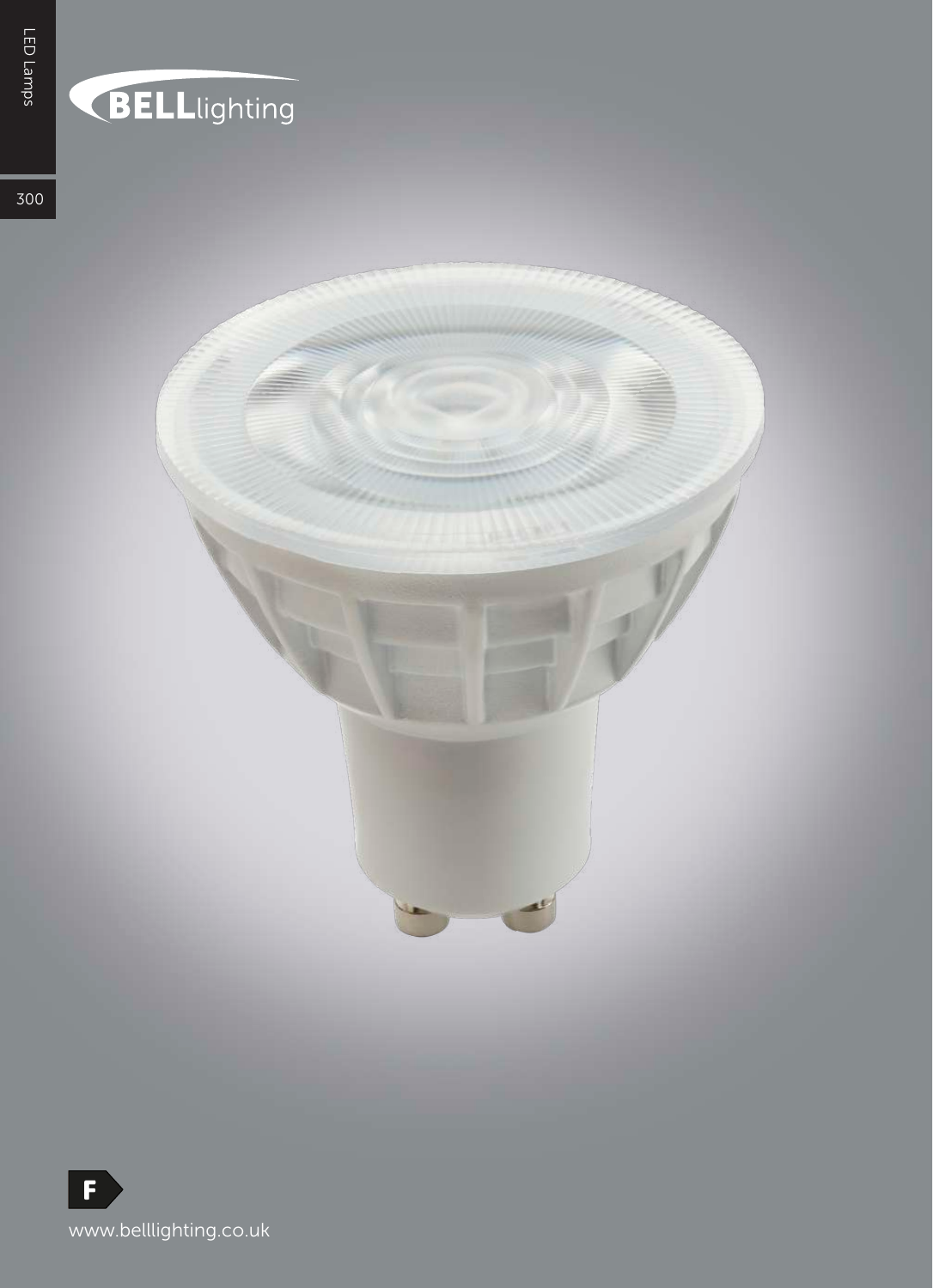BELLlighting

F

www.belllighting.co.uk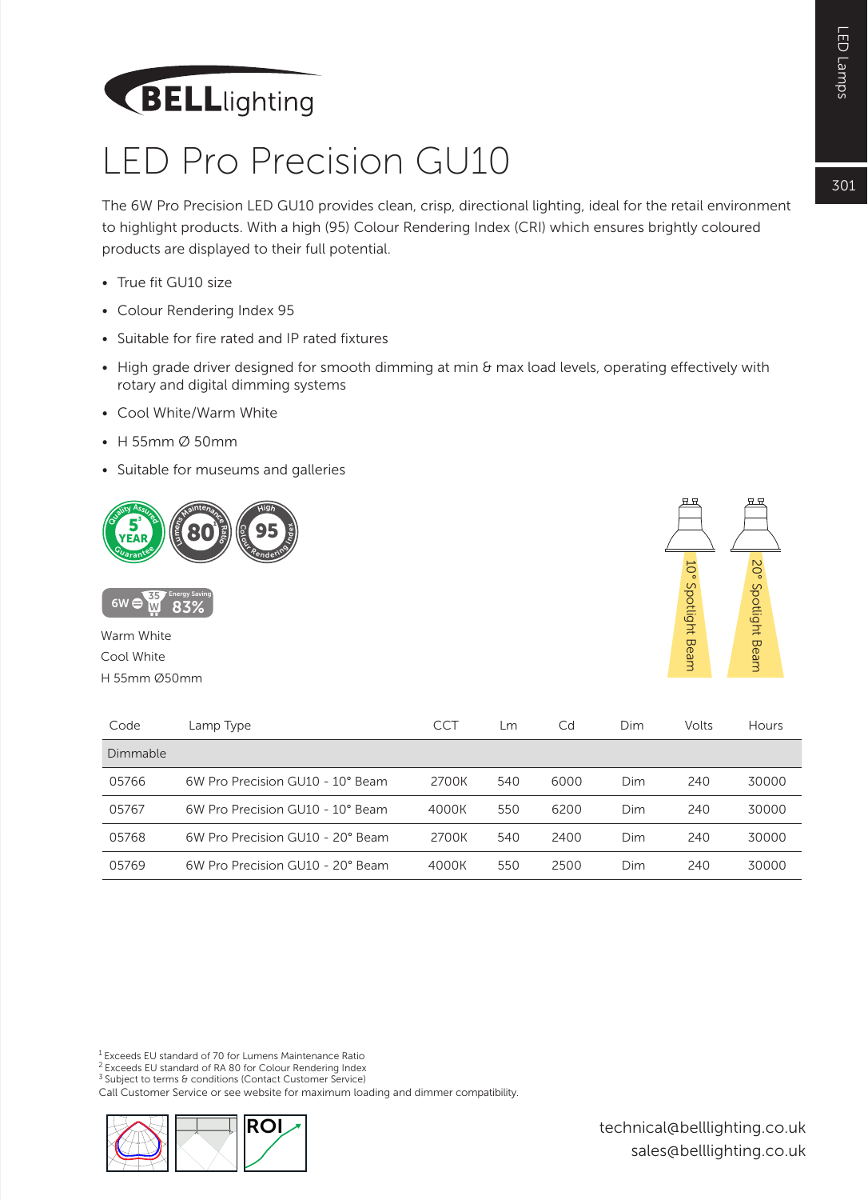# LED Pro Precision GU10

The 6W Pro Precision LED GU10 provides clean, crisp, directional lighting, ideal for the retail environment to highlight products. With a high (95) Colour Rendering Index (CRI) which ensures brightly coloured products are displayed to their full potential.

- True fit GU10 size
- Colour Rendering Index 95
- Suitable for fire rated and IP rated fixtures
- High grade driver designed for smooth dimming at min & max load levels, operating effectively with rotary and digital dimming systems
- Cool White/Warm White
- H 55mm Ø 50mm
- Suitable for museums and galleries

5[3] YEAR Quality Assured Guarantee
80 Lumens Maintenance Ratio
95 High Colour Rendering Index

6W = 35W Energy Saving 83%

Warm White
Cool White
H 55mm Ø50mm

10° Spotlight Beam
20° Spotlight Beam

| Code | Lamp Type | CCT | Lm | Cd | Dim | Volts | Hours |
|---|---|---|---|---|---|---|---|
| Dimmable | | | | | | | |
| 05766 | 6W Pro Precision GU10 - 10° Beam | 2700K | 540 | 6000 | Dim | 240 | 30000 |
| 05767 | 6W Pro Precision GU10 - 10° Beam | 4000K | 550 | 6200 | Dim | 240 | 30000 |
| 05768 | 6W Pro Precision GU10 - 20° Beam | 2700K | 540 | 2400 | Dim | 240 | 30000 |
| 05769 | 6W Pro Precision GU10 - 20° Beam | 4000K | 550 | 2500 | Dim | 240 | 30000 |

[1] Exceeds EU standard of 70 for Lumens Maintenance Ratio
[2] Exceeds EU standard of RA 80 for Colour Rendering Index
[3] Subject to terms & conditions (Contact Customer Service)
Call Customer Service or see website for maximum loading and dimmer compatibility.

ROI

technical@belllighting.co.uk
sales@belllighting.co.uk